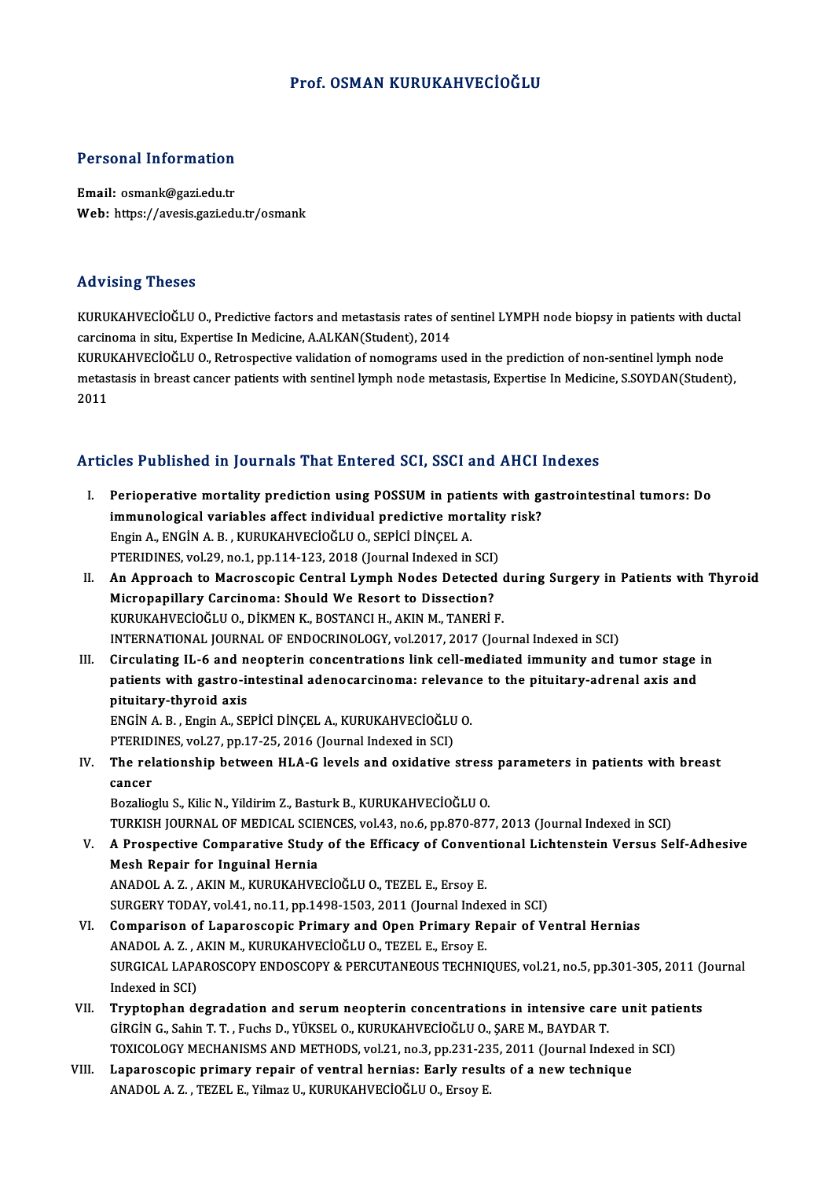# Prof. OSMAN KURUKAHVECİOĞLU

## Personal Information

**Email:** osmank@gazi.edu.tr
**Web:** https://avesis.gazi.edu.tr/osmank

## Advising Theses

KURUKAHVECİOĞLU O., Predictive factors and metastasis rates of sentinel LYMPH node biopsy in patients with ductal carcinoma in situ, Expertise In Medicine, A.ALKAN(Student), 2014

KURUKAHVECİOĞLU O., Retrospective validation of nomograms used in the prediction of non-sentinel lymph node metastasis in breast cancer patients with sentinel lymph node metastasis, Expertise In Medicine, S.SOYDAN(Student), 2011

## Articles Published in Journals That Entered SCI, SSCI and AHCI Indexes

I. **Perioperative mortality prediction using POSSUM in patients with gastrointestinal tumors: Do immunological variables affect individual predictive mortality risk?**
Engin A., ENGİN A. B. , KURUKAHVECİOĞLU O., SEPİCİ DİNÇEL A.
PTERIDINES, vol.29, no.1, pp.114-123, 2018 (Journal Indexed in SCI)

II. **An Approach to Macroscopic Central Lymph Nodes Detected during Surgery in Patients with Thyroid Micropapillary Carcinoma: Should We Resort to Dissection?**
KURUKAHVECİOĞLU O., DİKMEN K., BOSTANCI H., AKIN M., TANERİ F.
INTERNATIONAL JOURNAL OF ENDOCRINOLOGY, vol.2017, 2017 (Journal Indexed in SCI)

III. **Circulating IL-6 and neopterin concentrations link cell-mediated immunity and tumor stage in patients with gastro-intestinal adenocarcinoma: relevance to the pituitary-adrenal axis and pituitary-thyroid axis**
ENGİN A. B. , Engin A., SEPİCİ DİNÇEL A., KURUKAHVECİOĞLU O.
PTERIDINES, vol.27, pp.17-25, 2016 (Journal Indexed in SCI)

IV. **The relationship between HLA-G levels and oxidative stress parameters in patients with breast cancer**
Bozalioglu S., Kilic N., Yildirim Z., Basturk B., KURUKAHVECİOĞLU O.
TURKISH JOURNAL OF MEDICAL SCIENCES, vol.43, no.6, pp.870-877, 2013 (Journal Indexed in SCI)

V. **A Prospective Comparative Study of the Efficacy of Conventional Lichtenstein Versus Self-Adhesive Mesh Repair for Inguinal Hernia**
ANADOL A. Z. , AKIN M., KURUKAHVECİOĞLU O., TEZEL E., Ersoy E.
SURGERY TODAY, vol.41, no.11, pp.1498-1503, 2011 (Journal Indexed in SCI)

VI. **Comparison of Laparoscopic Primary and Open Primary Repair of Ventral Hernias**
ANADOL A. Z. , AKIN M., KURUKAHVECİOĞLU O., TEZEL E., Ersoy E.
SURGICAL LAPAROSCOPY ENDOSCOPY & PERCUTANEOUS TECHNIQUES, vol.21, no.5, pp.301-305, 2011 (Journal Indexed in SCI)

VII. **Tryptophan degradation and serum neopterin concentrations in intensive care unit patients**
GİRGİN G., Sahin T. T. , Fuchs D., YÜKSEL O., KURUKAHVECİOĞLU O., ŞARE M., BAYDAR T.
TOXICOLOGY MECHANISMS AND METHODS, vol.21, no.3, pp.231-235, 2011 (Journal Indexed in SCI)

VIII. **Laparoscopic primary repair of ventral hernias: Early results of a new technique**
ANADOL A. Z. , TEZEL E., Yilmaz U., KURUKAHVECİOĞLU O., Ersoy E.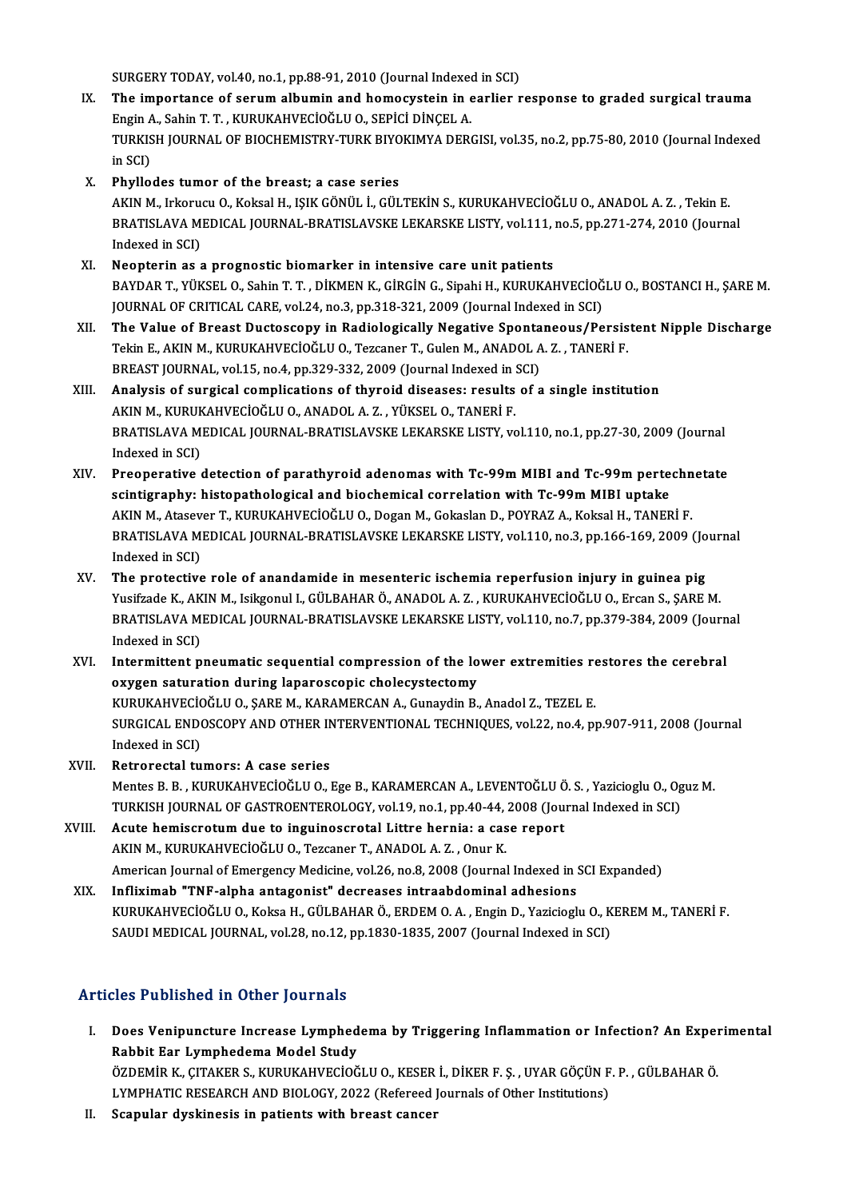SURGERY TODAY, vol.40, no.1, pp.88-91, 2010 (Journal Indexed in SCI)

IX. **The importance of serum albumin and homocystein in earlier response to graded surgical trauma**
Engin A., Sahin T. T. , KURUKAHVECİOĞLU O., SEPİCİ DİNÇEL A.
TURKISH JOURNAL OF BIOCHEMISTRY-TURK BIYOKIMYA DERGISI, vol.35, no.2, pp.75-80, 2010 (Journal Indexed in SCI)

X. **Phyllodes tumor of the breast; a case series**
AKIN M., Irkorucu O., Koksal H., IŞIK GÖNÜL İ., GÜLTEKİN S., KURUKAHVECİOĞLU O., ANADOL A. Z. , Tekin E.
BRATISLAVA MEDICAL JOURNAL-BRATISLAVSKE LEKARSKE LISTY, vol.111, no.5, pp.271-274, 2010 (Journal Indexed in SCI)

XI. **Neopterin as a prognostic biomarker in intensive care unit patients**
BAYDAR T., YÜKSEL O., Sahin T. T. , DİKMEN K., GİRGİN G., Sipahi H., KURUKAHVECİOĞLU O., BOSTANCI H., ŞARE M.
JOURNAL OF CRITICAL CARE, vol.24, no.3, pp.318-321, 2009 (Journal Indexed in SCI)

XII. **The Value of Breast Ductoscopy in Radiologically Negative Spontaneous/Persistent Nipple Discharge**
Tekin E., AKIN M., KURUKAHVECİOĞLU O., Tezcaner T., Gulen M., ANADOL A. Z. , TANERİ F.
BREAST JOURNAL, vol.15, no.4, pp.329-332, 2009 (Journal Indexed in SCI)

XIII. **Analysis of surgical complications of thyroid diseases: results of a single institution**
AKIN M., KURUKAHVECİOĞLU O., ANADOL A. Z. , YÜKSEL O., TANERİ F.
BRATISLAVA MEDICAL JOURNAL-BRATISLAVSKE LEKARSKE LISTY, vol.110, no.1, pp.27-30, 2009 (Journal Indexed in SCI)

XIV. **Preoperative detection of parathyroid adenomas with Tc-99m MIBI and Tc-99m pertechnetate scintigraphy: histopathological and biochemical correlation with Tc-99m MIBI uptake**
AKIN M., Atasever T., KURUKAHVECİOĞLU O., Dogan M., Gokaslan D., POYRAZ A., Koksal H., TANERİ F.
BRATISLAVA MEDICAL JOURNAL-BRATISLAVSKE LEKARSKE LISTY, vol.110, no.3, pp.166-169, 2009 (Journal Indexed in SCI)

XV. **The protective role of anandamide in mesenteric ischemia reperfusion injury in guinea pig**
Yusifzade K., AKIN M., Isikgonul I., GÜLBAHAR Ö., ANADOL A. Z. , KURUKAHVECİOĞLU O., Ercan S., ŞARE M.
BRATISLAVA MEDICAL JOURNAL-BRATISLAVSKE LEKARSKE LISTY, vol.110, no.7, pp.379-384, 2009 (Journal Indexed in SCI)

XVI. **Intermittent pneumatic sequential compression of the lower extremities restores the cerebral oxygen saturation during laparoscopic cholecystectomy**
KURUKAHVECİOĞLU O., ŞARE M., KARAMERCAN A., Gunaydin B., Anadol Z., TEZEL E.
SURGICAL ENDOSCOPY AND OTHER INTERVENTIONAL TECHNIQUES, vol.22, no.4, pp.907-911, 2008 (Journal Indexed in SCI)

XVII. **Retrorectal tumors: A case series**
Mentes B. B. , KURUKAHVECİOĞLU O., Ege B., KARAMERCAN A., LEVENTOĞLU Ö. S. , Yazicioglu O., Oguz M.
TURKISH JOURNAL OF GASTROENTEROLOGY, vol.19, no.1, pp.40-44, 2008 (Journal Indexed in SCI)

XVIII. **Acute hemiscrotum due to inguinoscrotal Littre hernia: a case report**
AKIN M., KURUKAHVECİOĞLU O., Tezcaner T., ANADOL A. Z. , Onur K.
American Journal of Emergency Medicine, vol.26, no.8, 2008 (Journal Indexed in SCI Expanded)

XIX. **Infliximab "TNF-alpha antagonist" decreases intraabdominal adhesions**
KURUKAHVECİOĞLU O., Koksa H., GÜLBAHAR Ö., ERDEM O. A. , Engin D., Yazicioglu O., KEREM M., TANERİ F.
SAUDI MEDICAL JOURNAL, vol.28, no.12, pp.1830-1835, 2007 (Journal Indexed in SCI)

## Articles Published in Other Journals

I. **Does Venipuncture Increase Lymphedema by Triggering Inflammation or Infection? An Experimental Rabbit Ear Lymphedema Model Study**
ÖZDEMİR K., ÇITAKER S., KURUKAHVECİOĞLU O., KESER İ., DİKER F. Ş. , UYAR GÖÇÜN F. P. , GÜLBAHAR Ö.
LYMPHATIC RESEARCH AND BIOLOGY, 2022 (Refereed Journals of Other Institutions)

II. **Scapular dyskinesis in patients with breast cancer**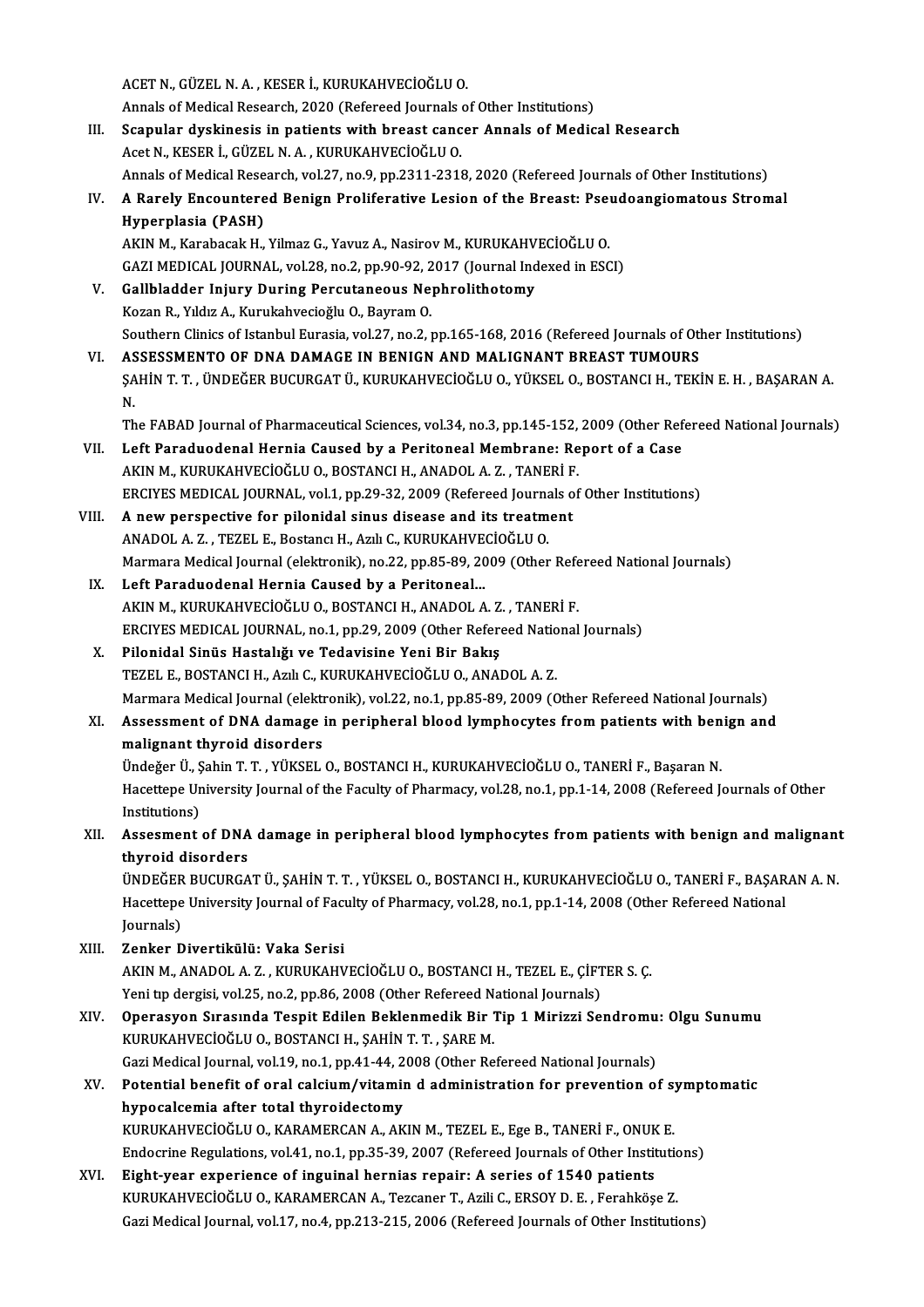ACET N., GÜZEL N. A. , KESER İ., KURUKAHVECİOĞLU O.
Annals of Medical Research, 2020 (Refereed Journals of Other Institutions)

III. **Scapular dyskinesis in patients with breast cancer Annals of Medical Research**
Acet N., KESER İ., GÜZEL N. A. , KURUKAHVECİOĞLU O.
Annals of Medical Research, vol.27, no.9, pp.2311-2318, 2020 (Refereed Journals of Other Institutions)

IV. **A Rarely Encountered Benign Proliferative Lesion of the Breast: Pseudoangiomatous Stromal Hyperplasia (PASH)**
AKIN M., Karabacak H., Yilmaz G., Yavuz A., Nasirov M., KURUKAHVECİOĞLU O.
GAZI MEDICAL JOURNAL, vol.28, no.2, pp.90-92, 2017 (Journal Indexed in ESCI)

V. **Gallbladder Injury During Percutaneous Nephrolithotomy**
Kozan R., Yıldız A., Kurukahvecioğlu O., Bayram O.
Southern Clinics of Istanbul Eurasia, vol.27, no.2, pp.165-168, 2016 (Refereed Journals of Other Institutions)

VI. **ASSESSMENTO OF DNA DAMAGE IN BENIGN AND MALIGNANT BREAST TUMOURS**
ŞAHİN T. T. , ÜNDEĞER BUCURGAT Ü., KURUKAHVECİOĞLU O., YÜKSEL O., BOSTANCI H., TEKİN E. H. , BAŞARAN A. N.
The FABAD Journal of Pharmaceutical Sciences, vol.34, no.3, pp.145-152, 2009 (Other Refereed National Journals)

VII. **Left Paraduodenal Hernia Caused by a Peritoneal Membrane: Report of a Case**
AKIN M., KURUKAHVECİOĞLU O., BOSTANCI H., ANADOL A. Z. , TANERİ F.
ERCIYES MEDICAL JOURNAL, vol.1, pp.29-32, 2009 (Refereed Journals of Other Institutions)

VIII. **A new perspective for pilonidal sinus disease and its treatment**
ANADOL A. Z. , TEZEL E., Bostancı H., Azılı C., KURUKAHVECİOĞLU O.
Marmara Medical Journal (elektronik), no.22, pp.85-89, 2009 (Other Refereed National Journals)

IX. **Left Paraduodenal Hernia Caused by a Peritoneal...**
AKIN M., KURUKAHVECİOĞLU O., BOSTANCI H., ANADOL A. Z. , TANERİ F.
ERCIYES MEDICAL JOURNAL, no.1, pp.29, 2009 (Other Refereed National Journals)

X. **Pilonidal Sinüs Hastalığı ve Tedavisine Yeni Bir Bakış**
TEZEL E., BOSTANCI H., Azılı C., KURUKAHVECİOĞLU O., ANADOL A. Z.
Marmara Medical Journal (elektronik), vol.22, no.1, pp.85-89, 2009 (Other Refereed National Journals)

XI. **Assessment of DNA damage in peripheral blood lymphocytes from patients with benign and malignant thyroid disorders**
Ündeğer Ü., Şahin T. T. , YÜKSEL O., BOSTANCI H., KURUKAHVECİOĞLU O., TANERİ F., Başaran N.
Hacettepe University Journal of the Faculty of Pharmacy, vol.28, no.1, pp.1-14, 2008 (Refereed Journals of Other Institutions)

XII. **Assesment of DNA damage in peripheral blood lymphocytes from patients with benign and malignant thyroid disorders**
ÜNDEĞER BUCURGAT Ü., ŞAHİN T. T. , YÜKSEL O., BOSTANCI H., KURUKAHVECİOĞLU O., TANERİ F., BAŞARAN A. N.
Hacettepe University Journal of Faculty of Pharmacy, vol.28, no.1, pp.1-14, 2008 (Other Refereed National Journals)

XIII. **Zenker Divertikülü: Vaka Serisi**
AKIN M., ANADOL A. Z. , KURUKAHVECİOĞLU O., BOSTANCI H., TEZEL E., ÇİFTER S. Ç.
Yeni tıp dergisi, vol.25, no.2, pp.86, 2008 (Other Refereed National Journals)

XIV. **Operasyon Sırasında Tespit Edilen Beklenmedik Bir Tip 1 Mirizzi Sendromu: Olgu Sunumu**
KURUKAHVECİOĞLU O., BOSTANCI H., ŞAHİN T. T. , ŞARE M.
Gazi Medical Journal, vol.19, no.1, pp.41-44, 2008 (Other Refereed National Journals)

XV. **Potential benefit of oral calcium/vitamin d administration for prevention of symptomatic hypocalcemia after total thyroidectomy**
KURUKAHVECİOĞLU O., KARAMERCAN A., AKIN M., TEZEL E., Ege B., TANERİ F., ONUK E.
Endocrine Regulations, vol.41, no.1, pp.35-39, 2007 (Refereed Journals of Other Institutions)

XVI. **Eight-year experience of inguinal hernias repair: A series of 1540 patients**
KURUKAHVECİOĞLU O., KARAMERCAN A., Tezcaner T., Azili C., ERSOY D. E. , Ferahköşe Z.
Gazi Medical Journal, vol.17, no.4, pp.213-215, 2006 (Refereed Journals of Other Institutions)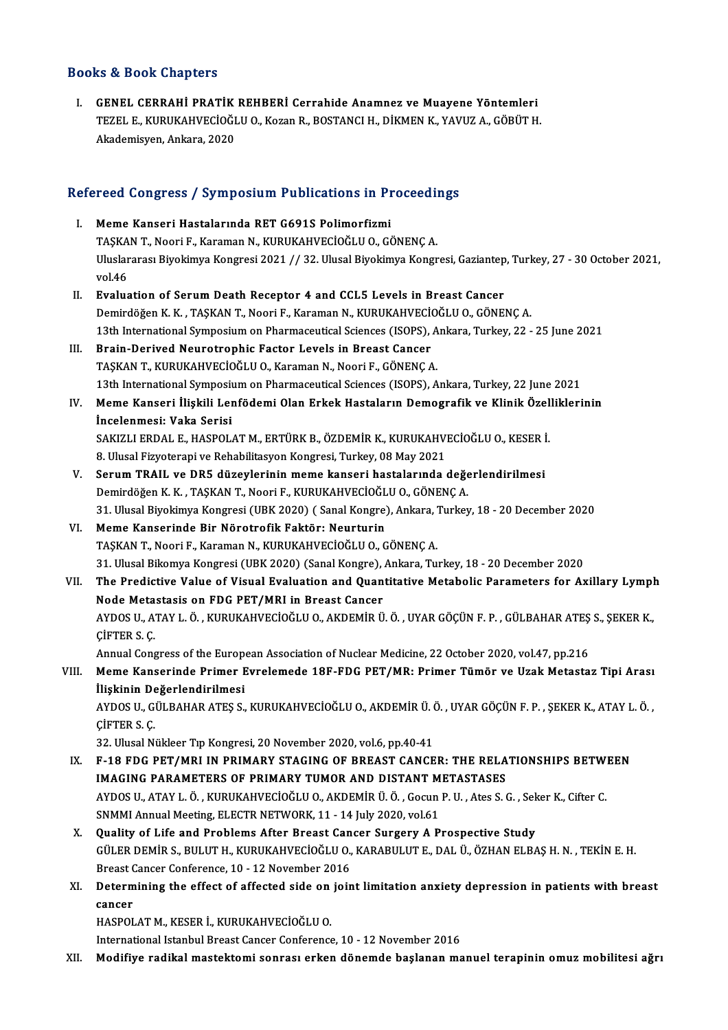## Books & Book Chapters

I. **GENEL CERRAHİ PRATİK REHBERİ Cerrahide Anamnez ve Muayene Yöntemleri**
TEZEL E., KURUKAHVECİOĞLU O., Kozan R., BOSTANCI H., DİKMEN K., YAVUZ A., GÖBÜT H.
Akademisyen, Ankara, 2020

## Refereed Congress / Symposium Publications in Proceedings

I. **Meme Kanseri Hastalarında RET G691S Polimorfizmi**
TAŞKAN T., Noori F., Karaman N., KURUKAHVECİOĞLU O., GÖNENÇ A.
Uluslararası Biyokimya Kongresi 2021 // 32. Ulusal Biyokimya Kongresi, Gaziantep, Turkey, 27 - 30 October 2021, vol.46

II. **Evaluation of Serum Death Receptor 4 and CCL5 Levels in Breast Cancer**
Demirdöğen K. K. , TAŞKAN T., Noori F., Karaman N., KURUKAHVECİOĞLU O., GÖNENÇ A.
13th International Symposium on Pharmaceutical Sciences (ISOPS), Ankara, Turkey, 22 - 25 June 2021

III. **Brain-Derived Neurotrophic Factor Levels in Breast Cancer**
TAŞKAN T., KURUKAHVECİOĞLU O., Karaman N., Noori F., GÖNENÇ A.
13th International Symposium on Pharmaceutical Sciences (ISOPS), Ankara, Turkey, 22 June 2021

IV. **Meme Kanseri İlişkili Lenfödemi Olan Erkek Hastaların Demografik ve Klinik Özelliklerinin İncelenmesi: Vaka Serisi**
SAKIZLI ERDAL E., HASPOLAT M., ERTÜRK B., ÖZDEMİR K., KURUKAHVECİOĞLU O., KESER İ.
8. Ulusal Fizyoterapi ve Rehabilitasyon Kongresi, Turkey, 08 May 2021

V. **Serum TRAIL ve DR5 düzeylerinin meme kanseri hastalarında değerlendirilmesi**
Demirdöğen K. K. , TAŞKAN T., Noori F., KURUKAHVECİOĞLU O., GÖNENÇ A.
31. Ulusal Biyokimya Kongresi (UBK 2020) ( Sanal Kongre), Ankara, Turkey, 18 - 20 December 2020

VI. **Meme Kanserinde Bir Nörotrofik Faktör: Neurturin**
TAŞKAN T., Noori F., Karaman N., KURUKAHVECİOĞLU O., GÖNENÇ A.
31. Ulusal Bikomya Kongresi (UBK 2020) (Sanal Kongre), Ankara, Turkey, 18 - 20 December 2020

VII. **The Predictive Value of Visual Evaluation and Quantitative Metabolic Parameters for Axillary Lymph Node Metastasis on FDG PET/MRI in Breast Cancer**
AYDOS U., ATAY L. Ö. , KURUKAHVECİOĞLU O., AKDEMİR Ü. Ö. , UYAR GÖÇÜN F. P. , GÜLBAHAR ATEŞ S., ŞEKER K., ÇİFTER S. Ç.
Annual Congress of the European Association of Nuclear Medicine, 22 October 2020, vol.47, pp.216

VIII. **Meme Kanserinde Primer Evrelemede 18F-FDG PET/MR: Primer Tümör ve Uzak Metastaz Tipi Arası İlişkinin Değerlendirilmesi**
AYDOS U., GÜLBAHAR ATEŞ S., KURUKAHVECİOĞLU O., AKDEMİR Ü. Ö. , UYAR GÖÇÜN F. P. , ŞEKER K., ATAY L. Ö. , ÇİFTER S. Ç.
32. Ulusal Nükleer Tıp Kongresi, 20 November 2020, vol.6, pp.40-41

IX. **F-18 FDG PET/MRI IN PRIMARY STAGING OF BREAST CANCER: THE RELATIONSHIPS BETWEEN IMAGING PARAMETERS OF PRIMARY TUMOR AND DISTANT METASTASES**
AYDOS U., ATAY L. Ö. , KURUKAHVECİOĞLU O., AKDEMİR Ü. Ö. , Gocun P. U. , Ates S. G. , Seker K., Cifter C.
SNMMI Annual Meeting, ELECTR NETWORK, 11 - 14 July 2020, vol.61

X. **Quality of Life and Problems After Breast Cancer Surgery A Prospective Study**
GÜLER DEMİR S., BULUT H., KURUKAHVECİOĞLU O., KARABULUT E., DAL Ü., ÖZHAN ELBAŞ H. N. , TEKİN E. H.
Breast Cancer Conference, 10 - 12 November 2016

XI. **Determining the effect of affected side on joint limitation anxiety depression in patients with breast cancer**
HASPOLAT M., KESER İ., KURUKAHVECİOĞLU O.
International Istanbul Breast Cancer Conference, 10 - 12 November 2016

XII. **Modifiye radikal mastektomi sonrası erken dönemde başlanan manuel terapinin omuz mobilitesi ağrı**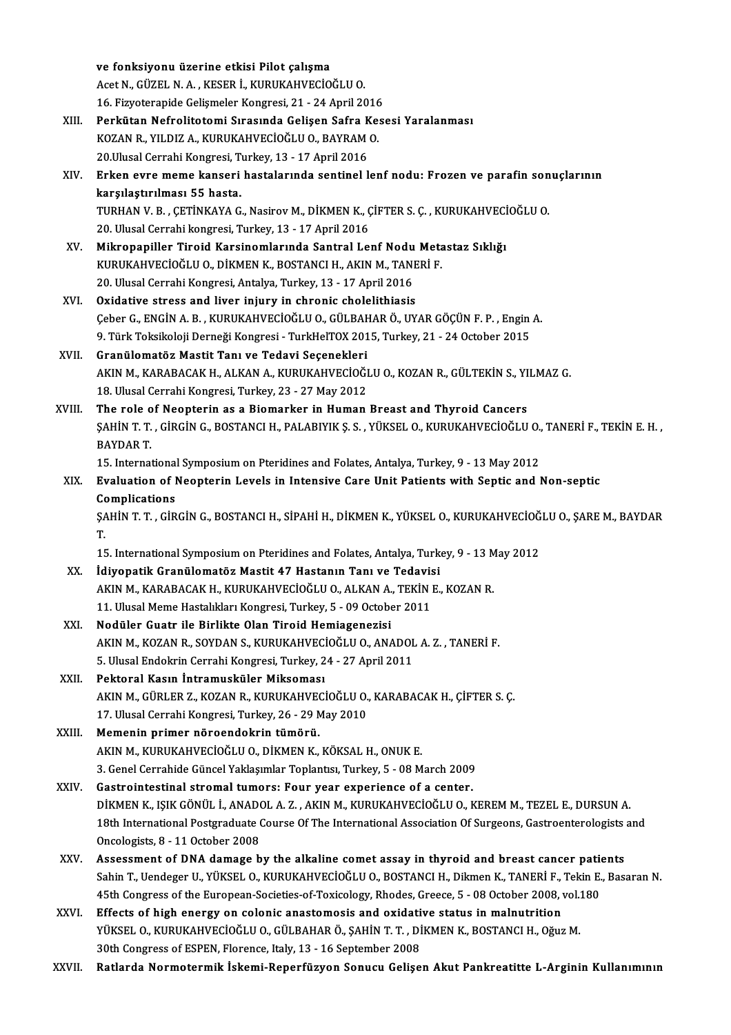ve fonksiyonu üzerine etkisi Pilot çalışma
Acet N., GÜZEL N. A. , KESER İ., KURUKAHVECİOĞLU O.
16. Fizyoterapide Gelişmeler Kongresi, 21 - 24 April 2016

XIII. **Perkütan Nefrolitotomi Sırasında Gelişen Safra Kesesi Yaralanması**
KOZAN R., YILDIZ A., KURUKAHVECİOĞLU O., BAYRAM O.
20.Ulusal Cerrahi Kongresi, Turkey, 13 - 17 April 2016

XIV. **Erken evre meme kanseri hastalarında sentinel lenf nodu: Frozen ve parafin sonuçlarının karşılaştırılması 55 hasta.**
TURHAN V. B. , ÇETİNKAYA G., Nasirov M., DİKMEN K., ÇİFTER S. Ç. , KURUKAHVECİOĞLU O.
20. Ulusal Cerrahi kongresi, Turkey, 13 - 17 April 2016

XV. **Mikropapiller Tiroid Karsinomlarında Santral Lenf Nodu Metastaz Sıklığı**
KURUKAHVECİOĞLU O., DİKMEN K., BOSTANCI H., AKIN M., TANERİ F.
20. Ulusal Cerrahi Kongresi, Antalya, Turkey, 13 - 17 April 2016

XVI. **Oxidative stress and liver injury in chronic cholelithiasis**
Çeber G., ENGİN A. B. , KURUKAHVECİOĞLU O., GÜLBAHAR Ö., UYAR GÖÇÜN F. P. , Engin A.
9. Türk Toksikoloji Derneği Kongresi - TurkHelTOX 2015, Turkey, 21 - 24 October 2015

XVII. **Granülomatöz Mastit Tanı ve Tedavi Seçenekleri**
AKIN M., KARABACAK H., ALKAN A., KURUKAHVECİOĞLU O., KOZAN R., GÜLTEKİN S., YILMAZ G.
18. Ulusal Cerrahi Kongresi, Turkey, 23 - 27 May 2012

XVIII. **The role of Neopterin as a Biomarker in Human Breast and Thyroid Cancers**
ŞAHİN T. T. , GİRGİN G., BOSTANCI H., PALABIYIK Ş. S. , YÜKSEL O., KURUKAHVECİOĞLU O., TANERİ F., TEKİN E. H. , BAYDAR T.
15. International Symposium on Pteridines and Folates, Antalya, Turkey, 9 - 13 May 2012

XIX. **Evaluation of Neopterin Levels in Intensive Care Unit Patients with Septic and Non-septic Complications**
ŞAHİN T. T. , GİRGİN G., BOSTANCI H., SİPAHİ H., DİKMEN K., YÜKSEL O., KURUKAHVECİOĞLU O., ŞARE M., BAYDAR T.
15. International Symposium on Pteridines and Folates, Antalya, Turkey, 9 - 13 May 2012

XX. **İdiyopatik Granülomatöz Mastit 47 Hastanın Tanı ve Tedavisi**
AKIN M., KARABACAK H., KURUKAHVECİOĞLU O., ALKAN A., TEKİN E., KOZAN R.
11. Ulusal Meme Hastalıkları Kongresi, Turkey, 5 - 09 October 2011

XXI. **Nodüler Guatr ile Birlikte Olan Tiroid Hemiagenezisi**
AKIN M., KOZAN R., SOYDAN S., KURUKAHVECİOĞLU O., ANADOL A. Z. , TANERİ F.
5. Ulusal Endokrin Cerrahi Kongresi, Turkey, 24 - 27 April 2011

XXII. **Pektoral Kasın İntramusküler Miksoması**
AKIN M., GÜRLER Z., KOZAN R., KURUKAHVECİOĞLU O., KARABACAK H., ÇİFTER S. Ç.
17. Ulusal Cerrahi Kongresi, Turkey, 26 - 29 May 2010

XXIII. **Memenin primer nöroendokrin tümörü.**
AKIN M., KURUKAHVECİOĞLU O., DİKMEN K., KÖKSAL H., ONUK E.
3. Genel Cerrahide Güncel Yaklaşımlar Toplantısı, Turkey, 5 - 08 March 2009

XXIV. **Gastrointestinal stromal tumors: Four year experience of a center.**
DİKMEN K., IŞIK GÖNÜL İ., ANADOL A. Z. , AKIN M., KURUKAHVECİOĞLU O., KEREM M., TEZEL E., DURSUN A.
18th International Postgraduate Course Of The International Association Of Surgeons, Gastroenterologists and Oncologists, 8 - 11 October 2008

XXV. **Assessment of DNA damage by the alkaline comet assay in thyroid and breast cancer patients**
Sahin T., Uendeger U., YÜKSEL O., KURUKAHVECİOĞLU O., BOSTANCI H., Dikmen K., TANERİ F., Tekin E., Basaran N.
45th Congress of the European-Societies-of-Toxicology, Rhodes, Greece, 5 - 08 October 2008, vol.180

XXVI. **Effects of high energy on colonic anastomosis and oxidative status in malnutrition**
YÜKSEL O., KURUKAHVECİOĞLU O., GÜLBAHAR Ö., ŞAHİN T. T. , DİKMEN K., BOSTANCI H., Oğuz M.
30th Congress of ESPEN, Florence, Italy, 13 - 16 September 2008

XXVII. **Ratlarda Normotermik İskemi-Reperfüzyon Sonucu Gelişen Akut Pankreatitte L-Arginin Kullanımının**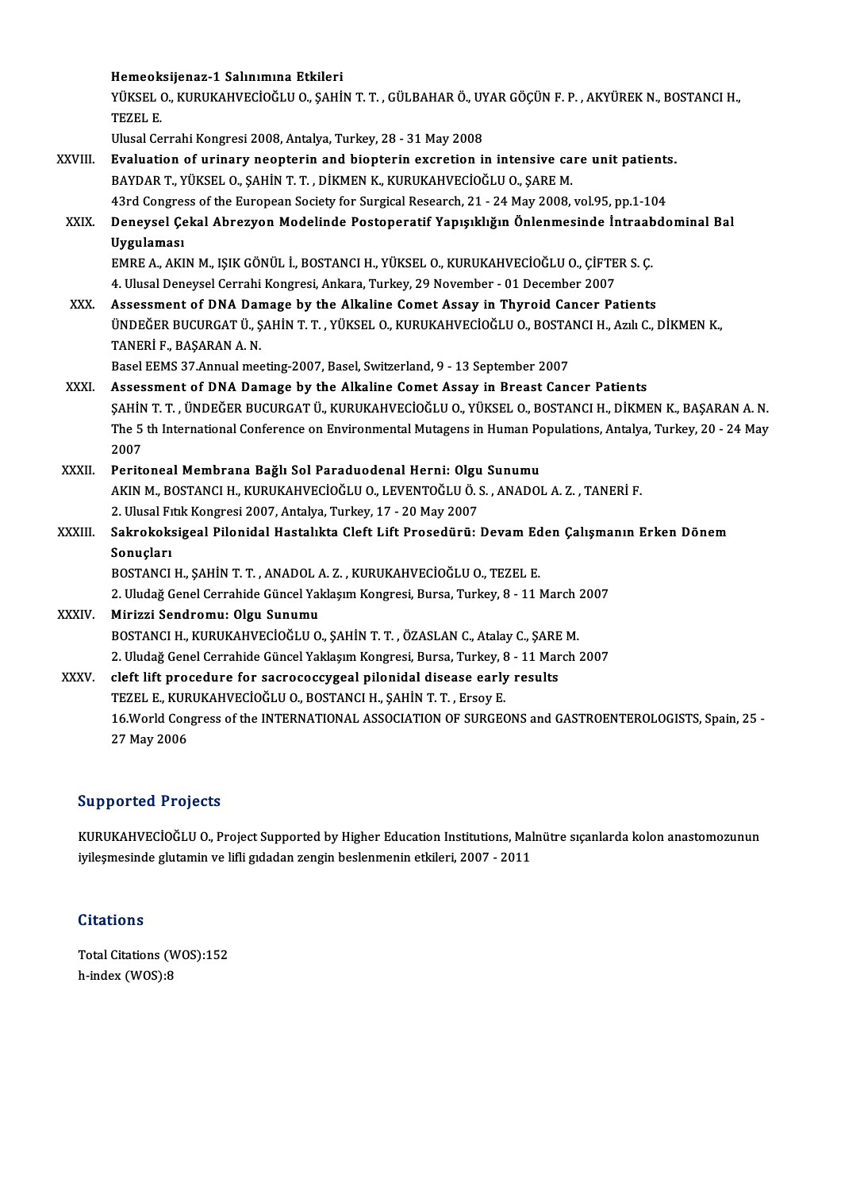**Hemeoksijenaz-1 Salınımına Etkileri**
YÜKSEL O., KURUKAHVECİOĞLU O., ŞAHİN T. T. , GÜLBAHAR Ö., UYAR GÖÇÜN F. P. , AKYÜREK N., BOSTANCI H., TEZEL E.
Ulusal Cerrahi Kongresi 2008, Antalya, Turkey, 28 - 31 May 2008

XXVIII. **Evaluation of urinary neopterin and biopterin excretion in intensive care unit patients.**
BAYDAR T., YÜKSEL O., ŞAHİN T. T. , DİKMEN K., KURUKAHVECİOĞLU O., ŞARE M.
43rd Congress of the European Society for Surgical Research, 21 - 24 May 2008, vol.95, pp.1-104

XXIX. **Deneysel Çekal Abrezyon Modelinde Postoperatif Yapışıklığın Önlenmesinde İntraabdominal Bal Uygulaması**
EMRE A., AKIN M., IŞIK GÖNÜL İ., BOSTANCI H., YÜKSEL O., KURUKAHVECİOĞLU O., ÇİFTER S. Ç.
4. Ulusal Deneysel Cerrahi Kongresi, Ankara, Turkey, 29 November - 01 December 2007

XXX. **Assessment of DNA Damage by the Alkaline Comet Assay in Thyroid Cancer Patients**
ÜNDEĞER BUCURGAT Ü., ŞAHİN T. T. , YÜKSEL O., KURUKAHVECİOĞLU O., BOSTANCI H., Azılı C., DİKMEN K., TANERİ F., BAŞARAN A. N.
Basel EEMS 37.Annual meeting-2007, Basel, Switzerland, 9 - 13 September 2007

XXXI. **Assessment of DNA Damage by the Alkaline Comet Assay in Breast Cancer Patients**
ŞAHİN T. T. , ÜNDEĞER BUCURGAT Ü., KURUKAHVECİOĞLU O., YÜKSEL O., BOSTANCI H., DİKMEN K., BAŞARAN A. N.
The 5 th International Conference on Environmental Mutagens in Human Populations, Antalya, Turkey, 20 - 24 May 2007

XXXII. **Peritoneal Membrana Bağlı Sol Paraduodenal Herni: Olgu Sunumu**
AKIN M., BOSTANCI H., KURUKAHVECİOĞLU O., LEVENTOĞLU Ö. S. , ANADOL A. Z. , TANERİ F.
2. Ulusal Fıtık Kongresi 2007, Antalya, Turkey, 17 - 20 May 2007

XXXIII. **Sakrokoksigeal Pilonidal Hastalıkta Cleft Lift Prosedürü: Devam Eden Çalışmanın Erken Dönem Sonuçları**
BOSTANCI H., ŞAHİN T. T. , ANADOL A. Z. , KURUKAHVECİOĞLU O., TEZEL E.
2. Uludağ Genel Cerrahide Güncel Yaklaşım Kongresi, Bursa, Turkey, 8 - 11 March 2007

XXXIV. **Mirizzi Sendromu: Olgu Sunumu**
BOSTANCI H., KURUKAHVECİOĞLU O., ŞAHİN T. T. , ÖZASLAN C., Atalay C., ŞARE M.
2. Uludağ Genel Cerrahide Güncel Yaklaşım Kongresi, Bursa, Turkey, 8 - 11 March 2007

XXXV. **cleft lift procedure for sacrococcygeal pilonidal disease early results**
TEZEL E., KURUKAHVECİOĞLU O., BOSTANCI H., ŞAHİN T. T. , Ersoy E.
16.World Congress of the INTERNATIONAL ASSOCIATION OF SURGEONS and GASTROENTEROLOGISTS, Spain, 25 - 27 May 2006

## Supported Projects

KURUKAHVECİOĞLU O., Project Supported by Higher Education Institutions, Malnütre sıçanlarda kolon anastomozunun iyileşmesinde glutamin ve lifli gıdadan zengin beslenmenin etkileri, 2007 - 2011

## Citations

Total Citations (WOS):152
h-index (WOS):8